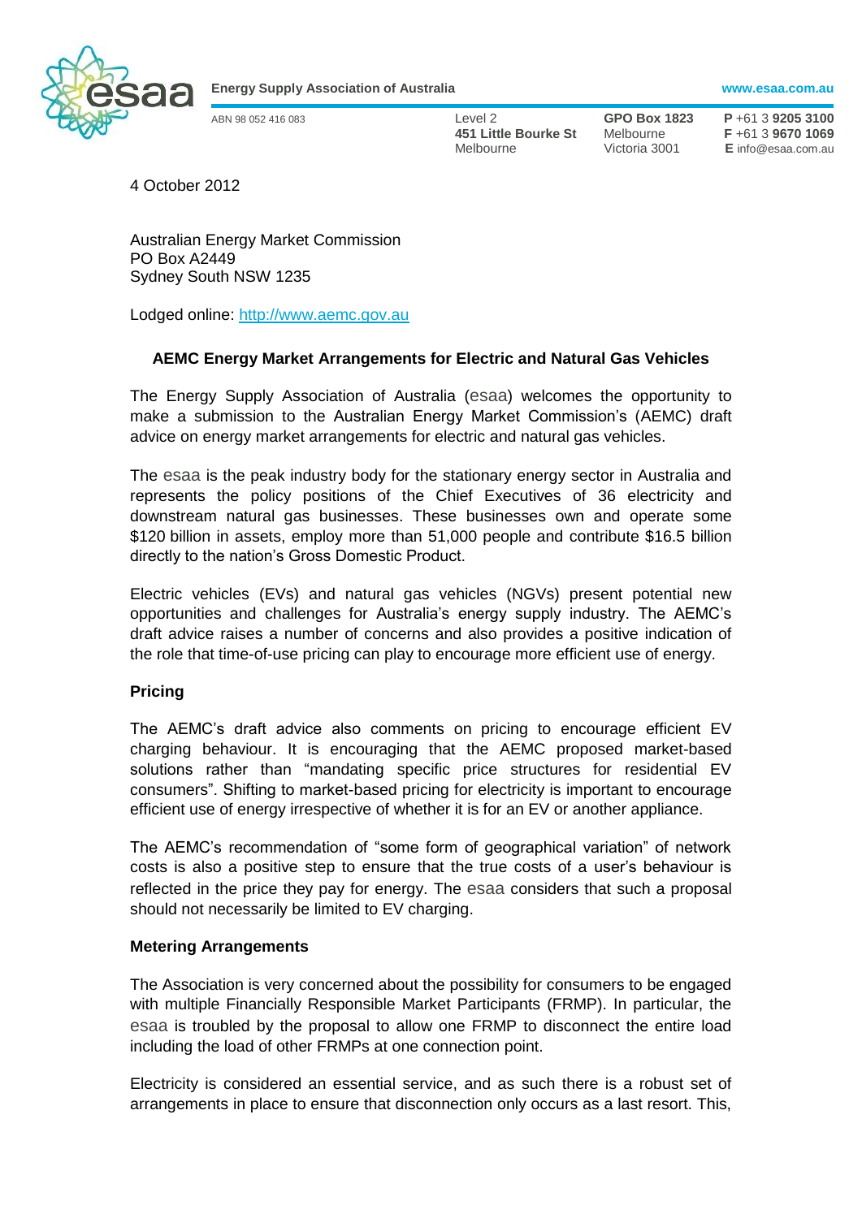**Energy Supply Association of Australia** www.esaa.com.au

ABN 98 052 416 083

Level 2
**451 Little Bourke St**
Melbourne

**GPO Box 1823**
Melbourne
Victoria 3001

**P** +61 3 **9205 3100**
**F** +61 3 **9670 1069**
**E** info@esaa.com.au

4 October 2012

Australian Energy Market Commission
PO Box A2449
Sydney South NSW 1235

Lodged online: http://www.aemc.gov.au

**AEMC Energy Market Arrangements for Electric and Natural Gas Vehicles**

The Energy Supply Association of Australia (esaa) welcomes the opportunity to make a submission to the Australian Energy Market Commission's (AEMC) draft advice on energy market arrangements for electric and natural gas vehicles.

The esaa is the peak industry body for the stationary energy sector in Australia and represents the policy positions of the Chief Executives of 36 electricity and downstream natural gas businesses. These businesses own and operate some $120 billion in assets, employ more than 51,000 people and contribute $16.5 billion directly to the nation's Gross Domestic Product.

Electric vehicles (EVs) and natural gas vehicles (NGVs) present potential new opportunities and challenges for Australia's energy supply industry. The AEMC's draft advice raises a number of concerns and also provides a positive indication of the role that time-of-use pricing can play to encourage more efficient use of energy.

**Pricing**

The AEMC's draft advice also comments on pricing to encourage efficient EV charging behaviour. It is encouraging that the AEMC proposed market-based solutions rather than "mandating specific price structures for residential EV consumers". Shifting to market-based pricing for electricity is important to encourage efficient use of energy irrespective of whether it is for an EV or another appliance.

The AEMC's recommendation of "some form of geographical variation" of network costs is also a positive step to ensure that the true costs of a user's behaviour is reflected in the price they pay for energy. The esaa considers that such a proposal should not necessarily be limited to EV charging.

**Metering Arrangements**

The Association is very concerned about the possibility for consumers to be engaged with multiple Financially Responsible Market Participants (FRMP). In particular, the esaa is troubled by the proposal to allow one FRMP to disconnect the entire load including the load of other FRMPs at one connection point.

Electricity is considered an essential service, and as such there is a robust set of arrangements in place to ensure that disconnection only occurs as a last resort. This,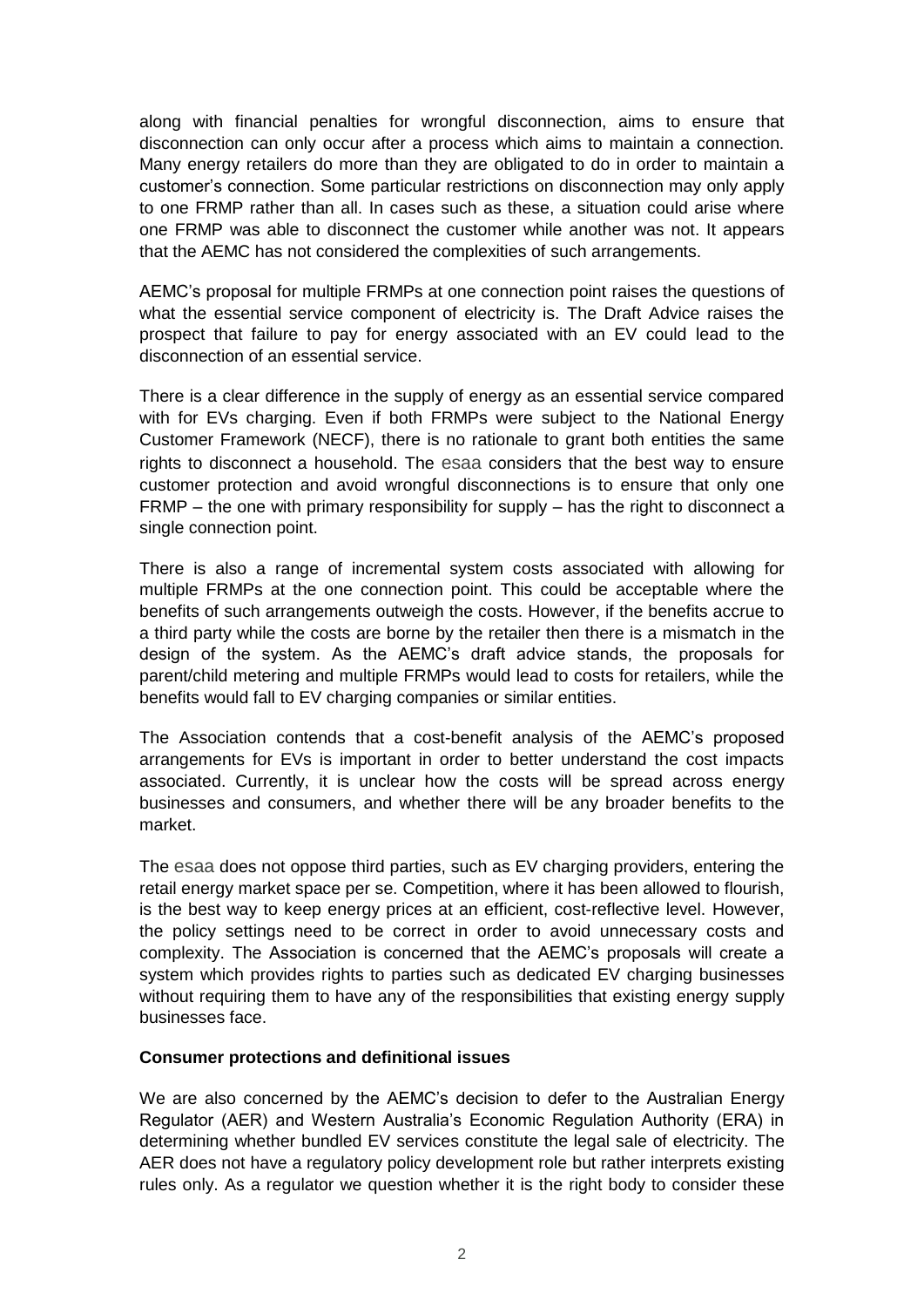along with financial penalties for wrongful disconnection, aims to ensure that disconnection can only occur after a process which aims to maintain a connection. Many energy retailers do more than they are obligated to do in order to maintain a customer's connection. Some particular restrictions on disconnection may only apply to one FRMP rather than all. In cases such as these, a situation could arise where one FRMP was able to disconnect the customer while another was not. It appears that the AEMC has not considered the complexities of such arrangements.

AEMC's proposal for multiple FRMPs at one connection point raises the questions of what the essential service component of electricity is. The Draft Advice raises the prospect that failure to pay for energy associated with an EV could lead to the disconnection of an essential service.

There is a clear difference in the supply of energy as an essential service compared with for EVs charging. Even if both FRMPs were subject to the National Energy Customer Framework (NECF), there is no rationale to grant both entities the same rights to disconnect a household. The esaa considers that the best way to ensure customer protection and avoid wrongful disconnections is to ensure that only one FRMP – the one with primary responsibility for supply – has the right to disconnect a single connection point.

There is also a range of incremental system costs associated with allowing for multiple FRMPs at the one connection point. This could be acceptable where the benefits of such arrangements outweigh the costs. However, if the benefits accrue to a third party while the costs are borne by the retailer then there is a mismatch in the design of the system. As the AEMC's draft advice stands, the proposals for parent/child metering and multiple FRMPs would lead to costs for retailers, while the benefits would fall to EV charging companies or similar entities.

The Association contends that a cost-benefit analysis of the AEMC's proposed arrangements for EVs is important in order to better understand the cost impacts associated. Currently, it is unclear how the costs will be spread across energy businesses and consumers, and whether there will be any broader benefits to the market.

The esaa does not oppose third parties, such as EV charging providers, entering the retail energy market space per se. Competition, where it has been allowed to flourish, is the best way to keep energy prices at an efficient, cost-reflective level. However, the policy settings need to be correct in order to avoid unnecessary costs and complexity. The Association is concerned that the AEMC's proposals will create a system which provides rights to parties such as dedicated EV charging businesses without requiring them to have any of the responsibilities that existing energy supply businesses face.

**Consumer protections and definitional issues**

We are also concerned by the AEMC's decision to defer to the Australian Energy Regulator (AER) and Western Australia's Economic Regulation Authority (ERA) in determining whether bundled EV services constitute the legal sale of electricity. The AER does not have a regulatory policy development role but rather interprets existing rules only. As a regulator we question whether it is the right body to consider these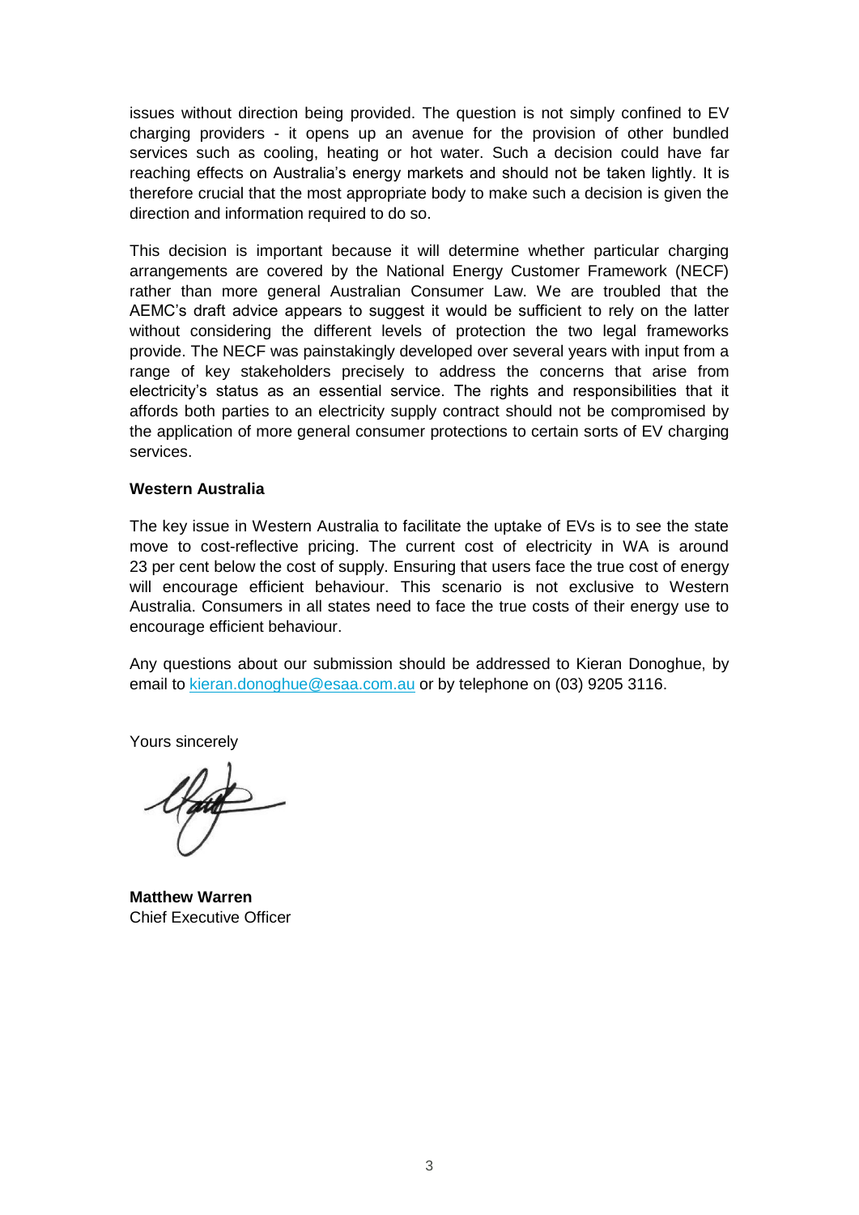issues without direction being provided. The question is not simply confined to EV charging providers - it opens up an avenue for the provision of other bundled services such as cooling, heating or hot water. Such a decision could have far reaching effects on Australia's energy markets and should not be taken lightly. It is therefore crucial that the most appropriate body to make such a decision is given the direction and information required to do so.

This decision is important because it will determine whether particular charging arrangements are covered by the National Energy Customer Framework (NECF) rather than more general Australian Consumer Law. We are troubled that the AEMC's draft advice appears to suggest it would be sufficient to rely on the latter without considering the different levels of protection the two legal frameworks provide. The NECF was painstakingly developed over several years with input from a range of key stakeholders precisely to address the concerns that arise from electricity's status as an essential service. The rights and responsibilities that it affords both parties to an electricity supply contract should not be compromised by the application of more general consumer protections to certain sorts of EV charging services.

**Western Australia**

The key issue in Western Australia to facilitate the uptake of EVs is to see the state move to cost-reflective pricing. The current cost of electricity in WA is around 23 per cent below the cost of supply. Ensuring that users face the true cost of energy will encourage efficient behaviour. This scenario is not exclusive to Western Australia. Consumers in all states need to face the true costs of their energy use to encourage efficient behaviour.

Any questions about our submission should be addressed to Kieran Donoghue, by email to kieran.donoghue@esaa.com.au or by telephone on (03) 9205 3116.

Yours sincerely

**Matthew Warren**
Chief Executive Officer